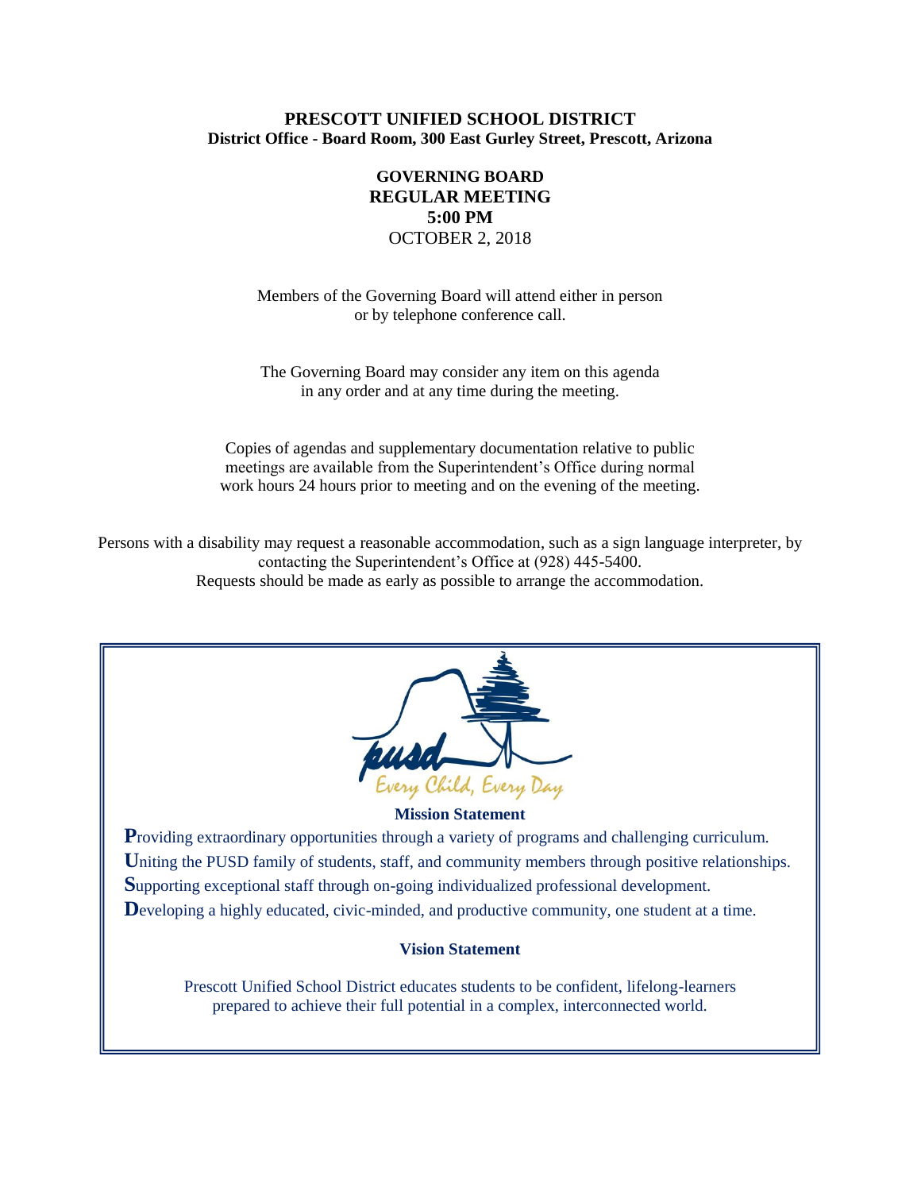**PRESCOTT UNIFIED SCHOOL DISTRICT**
**District Office - Board Room, 300 East Gurley Street, Prescott, Arizona**

**GOVERNING BOARD**
**REGULAR MEETING**
**5:00 PM**
OCTOBER 2, 2018

Members of the Governing Board will attend either in person or by telephone conference call.

The Governing Board may consider any item on this agenda in any order and at any time during the meeting.

Copies of agendas and supplementary documentation relative to public meetings are available from the Superintendent's Office during normal work hours 24 hours prior to meeting and on the evening of the meeting.

Persons with a disability may request a reasonable accommodation, such as a sign language interpreter, by contacting the Superintendent's Office at (928) 445-5400.
Requests should be made as early as possible to arrange the accommodation.

pusd
*Every Child, Every Day*

**Mission Statement**

**P**roviding extraordinary opportunities through a variety of programs and challenging curriculum.
**U**niting the PUSD family of students, staff, and community members through positive relationships.
**S**upporting exceptional staff through on-going individualized professional development.
**D**eveloping a highly educated, civic-minded, and productive community, one student at a time.

**Vision Statement**

Prescott Unified School District educates students to be confident, lifelong-learners prepared to achieve their full potential in a complex, interconnected world.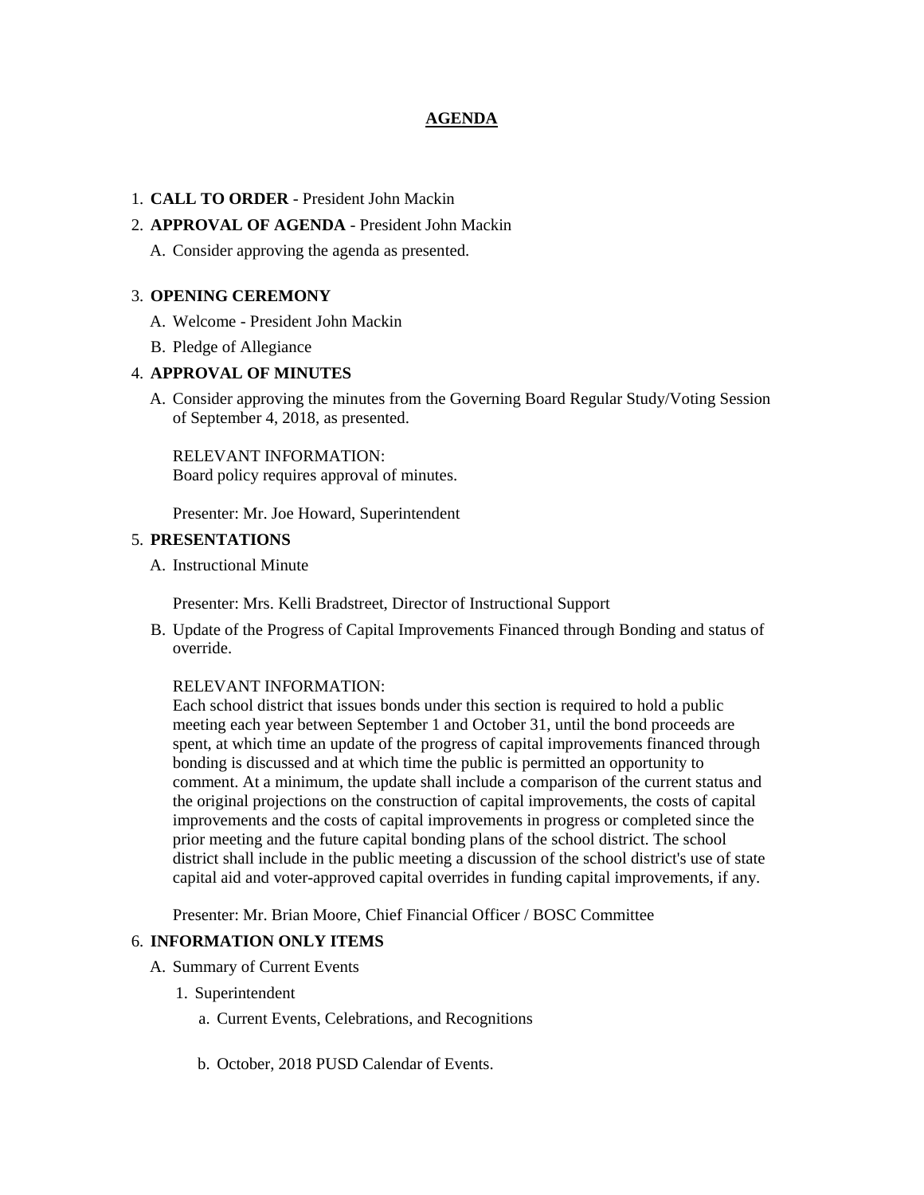# AGENDA

1. **CALL TO ORDER** - President John Mackin
2. **APPROVAL OF AGENDA** - President John Mackin
   A. Consider approving the agenda as presented.
3. **OPENING CEREMONY**
   A. Welcome - President John Mackin
   B. Pledge of Allegiance
4. **APPROVAL OF MINUTES**
   A. Consider approving the minutes from the Governing Board Regular Study/Voting Session of September 4, 2018, as presented.

      RELEVANT INFORMATION:
      Board policy requires approval of minutes.

      Presenter: Mr. Joe Howard, Superintendent
5. **PRESENTATIONS**
   A. Instructional Minute

      Presenter: Mrs. Kelli Bradstreet, Director of Instructional Support

   B. Update of the Progress of Capital Improvements Financed through Bonding and status of override.

      RELEVANT INFORMATION:
      Each school district that issues bonds under this section is required to hold a public meeting each year between September 1 and October 31, until the bond proceeds are spent, at which time an update of the progress of capital improvements financed through bonding is discussed and at which time the public is permitted an opportunity to comment. At a minimum, the update shall include a comparison of the current status and the original projections on the construction of capital improvements, the costs of capital improvements and the costs of capital improvements in progress or completed since the prior meeting and the future capital bonding plans of the school district. The school district shall include in the public meeting a discussion of the school district's use of state capital aid and voter-approved capital overrides in funding capital improvements, if any.

      Presenter: Mr. Brian Moore, Chief Financial Officer / BOSC Committee
6. **INFORMATION ONLY ITEMS**
   A. Summary of Current Events
      1. Superintendent
         a. Current Events, Celebrations, and Recognitions

         b. October, 2018 PUSD Calendar of Events.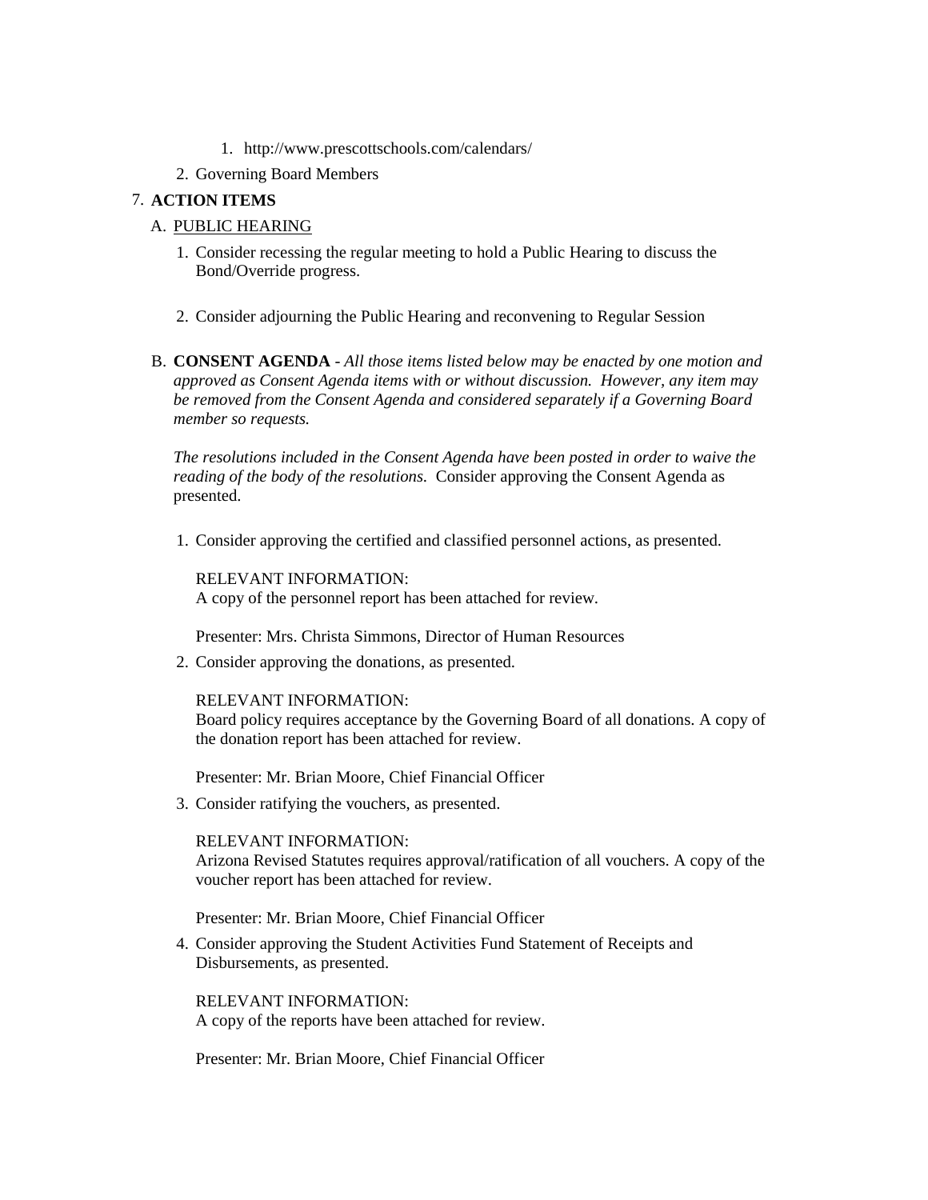1. http://www.prescottschools.com/calendars/

2. Governing Board Members

7. **ACTION ITEMS**

   A. PUBLIC HEARING

   1. Consider recessing the regular meeting to hold a Public Hearing to discuss the Bond/Override progress.

   2. Consider adjourning the Public Hearing and reconvening to Regular Session

   B. **CONSENT AGENDA** - *All those items listed below may be enacted by one motion and approved as Consent Agenda items with or without discussion. However, any item may be removed from the Consent Agenda and considered separately if a Governing Board member so requests.*

   *The resolutions included in the Consent Agenda have been posted in order to waive the reading of the body of the resolutions.* Consider approving the Consent Agenda as presented.

   1. Consider approving the certified and classified personnel actions, as presented.

      RELEVANT INFORMATION:
      A copy of the personnel report has been attached for review.

      Presenter: Mrs. Christa Simmons, Director of Human Resources

   2. Consider approving the donations, as presented.

      RELEVANT INFORMATION:
      Board policy requires acceptance by the Governing Board of all donations. A copy of the donation report has been attached for review.

      Presenter: Mr. Brian Moore, Chief Financial Officer

   3. Consider ratifying the vouchers, as presented.

      RELEVANT INFORMATION:
      Arizona Revised Statutes requires approval/ratification of all vouchers. A copy of the voucher report has been attached for review.

      Presenter: Mr. Brian Moore, Chief Financial Officer

   4. Consider approving the Student Activities Fund Statement of Receipts and Disbursements, as presented.

      RELEVANT INFORMATION:
      A copy of the reports have been attached for review.

      Presenter: Mr. Brian Moore, Chief Financial Officer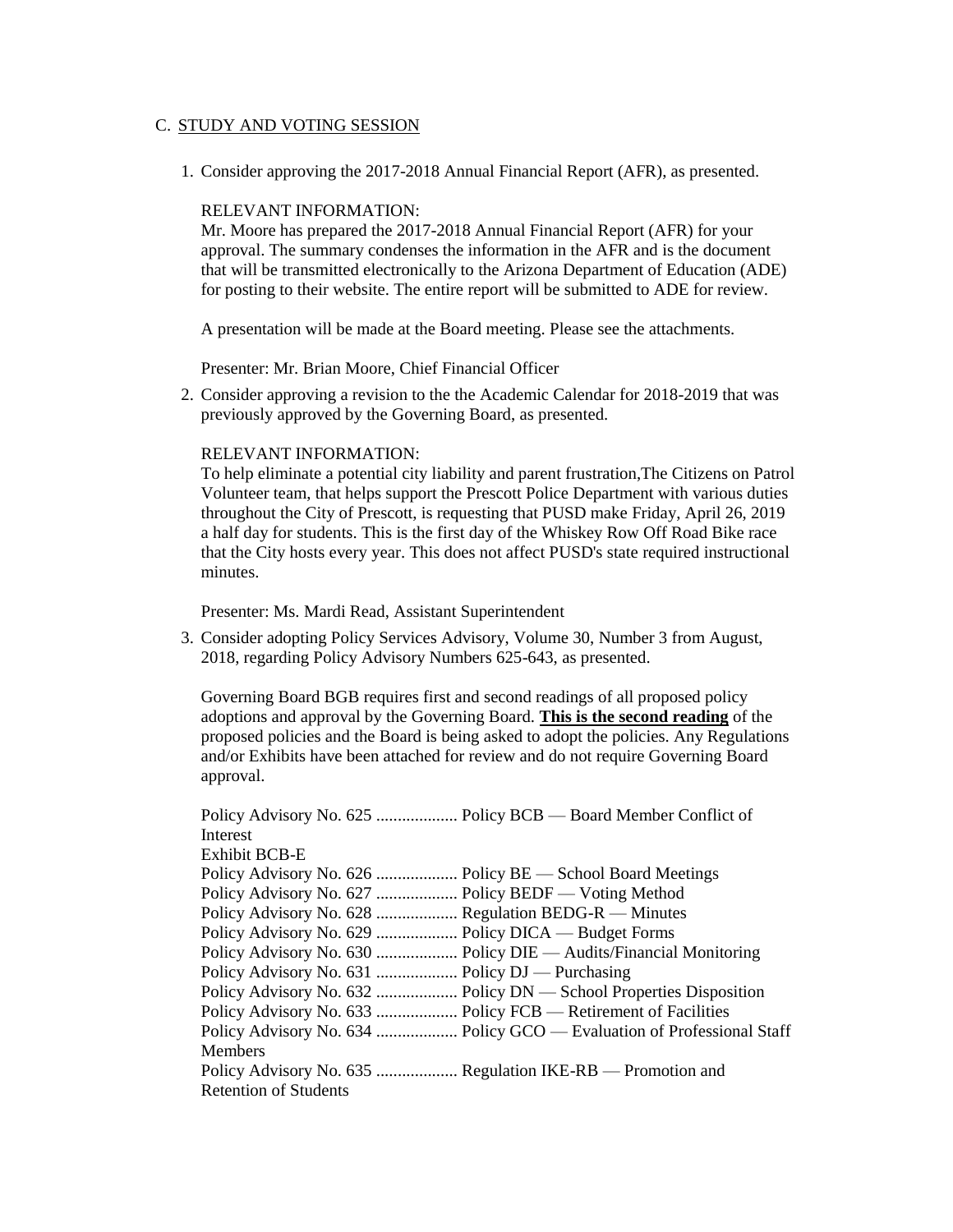C. STUDY AND VOTING SESSION

1. Consider approving the 2017-2018 Annual Financial Report (AFR), as presented.

   RELEVANT INFORMATION:
   Mr. Moore has prepared the 2017-2018 Annual Financial Report (AFR) for your approval. The summary condenses the information in the AFR and is the document that will be transmitted electronically to the Arizona Department of Education (ADE) for posting to their website. The entire report will be submitted to ADE for review.

   A presentation will be made at the Board meeting. Please see the attachments.

   Presenter: Mr. Brian Moore, Chief Financial Officer

2. Consider approving a revision to the the Academic Calendar for 2018-2019 that was previously approved by the Governing Board, as presented.

   RELEVANT INFORMATION:
   To help eliminate a potential city liability and parent frustration,The Citizens on Patrol Volunteer team, that helps support the Prescott Police Department with various duties throughout the City of Prescott, is requesting that PUSD make Friday, April 26, 2019 a half day for students. This is the first day of the Whiskey Row Off Road Bike race that the City hosts every year. This does not affect PUSD's state required instructional minutes.

   Presenter: Ms. Mardi Read, Assistant Superintendent

3. Consider adopting Policy Services Advisory, Volume 30, Number 3 from August, 2018, regarding Policy Advisory Numbers 625-643, as presented.

   Governing Board BGB requires first and second readings of all proposed policy adoptions and approval by the Governing Board. **<u>This is the second reading</u>** of the proposed policies and the Board is being asked to adopt the policies. Any Regulations and/or Exhibits have been attached for review and do not require Governing Board approval.

   Policy Advisory No. 625 ................... Policy BCB — Board Member Conflict of Interest
   Exhibit BCB-E
   Policy Advisory No. 626 ................... Policy BE — School Board Meetings
   Policy Advisory No. 627 ................... Policy BEDF — Voting Method
   Policy Advisory No. 628 ................... Regulation BEDG-R — Minutes
   Policy Advisory No. 629 ................... Policy DICA — Budget Forms
   Policy Advisory No. 630 ................... Policy DIE — Audits/Financial Monitoring
   Policy Advisory No. 631 ................... Policy DJ — Purchasing
   Policy Advisory No. 632 ................... Policy DN — School Properties Disposition
   Policy Advisory No. 633 ................... Policy FCB — Retirement of Facilities
   Policy Advisory No. 634 ................... Policy GCO — Evaluation of Professional Staff Members
   Policy Advisory No. 635 ................... Regulation IKE-RB — Promotion and Retention of Students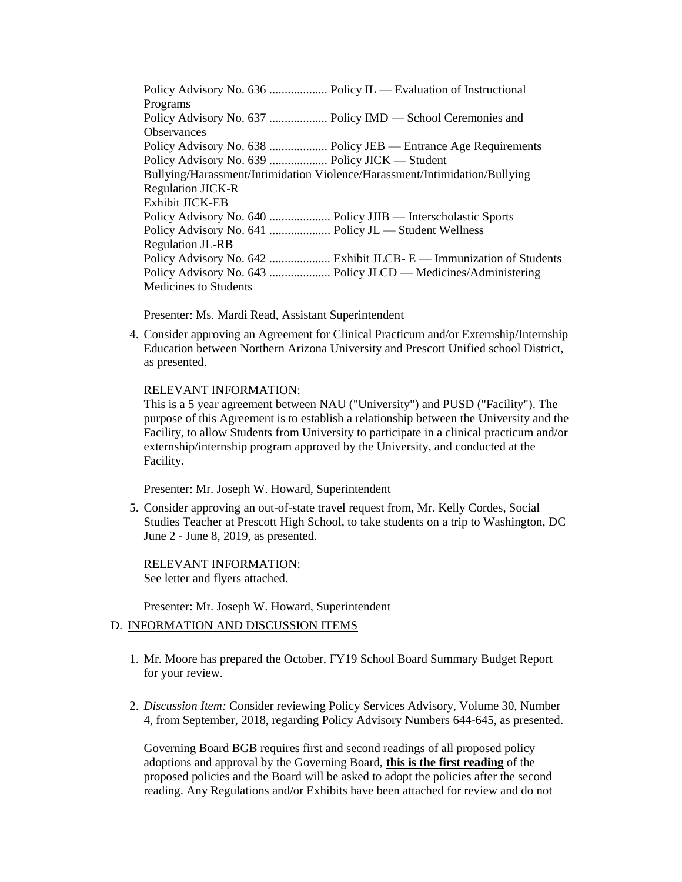Policy Advisory No. 636 ................... Policy IL — Evaluation of Instructional Programs
Policy Advisory No. 637 ................... Policy IMD — School Ceremonies and Observances
Policy Advisory No. 638 ................... Policy JEB — Entrance Age Requirements
Policy Advisory No. 639 ................... Policy JICK — Student Bullying/Harassment/Intimidation Violence/Harassment/Intimidation/Bullying
Regulation JICK-R
Exhibit JICK-EB
Policy Advisory No. 640 .................... Policy JJIB — Interscholastic Sports
Policy Advisory No. 641 .................... Policy JL — Student Wellness
Regulation JL-RB
Policy Advisory No. 642 .................... Exhibit JLCB- E — Immunization of Students
Policy Advisory No. 643 .................... Policy JLCD — Medicines/Administering Medicines to Students

Presenter: Ms. Mardi Read, Assistant Superintendent

4. Consider approving an Agreement for Clinical Practicum and/or Externship/Internship Education between Northern Arizona University and Prescott Unified school District, as presented.

   RELEVANT INFORMATION:
   This is a 5 year agreement between NAU ("University") and PUSD ("Facility"). The purpose of this Agreement is to establish a relationship between the University and the Facility, to allow Students from University to participate in a clinical practicum and/or externship/internship program approved by the University, and conducted at the Facility.

   Presenter: Mr. Joseph W. Howard, Superintendent

5. Consider approving an out-of-state travel request from, Mr. Kelly Cordes, Social Studies Teacher at Prescott High School, to take students on a trip to Washington, DC June 2 - June 8, 2019, as presented.

   RELEVANT INFORMATION:
   See letter and flyers attached.

   Presenter: Mr. Joseph W. Howard, Superintendent

D. INFORMATION AND DISCUSSION ITEMS

1. Mr. Moore has prepared the October, FY19 School Board Summary Budget Report for your review.

2. *Discussion Item:* Consider reviewing Policy Services Advisory, Volume 30, Number 4, from September, 2018, regarding Policy Advisory Numbers 644-645, as presented.

   Governing Board BGB requires first and second readings of all proposed policy adoptions and approval by the Governing Board, **this is the first reading** of the proposed policies and the Board will be asked to adopt the policies after the second reading. Any Regulations and/or Exhibits have been attached for review and do not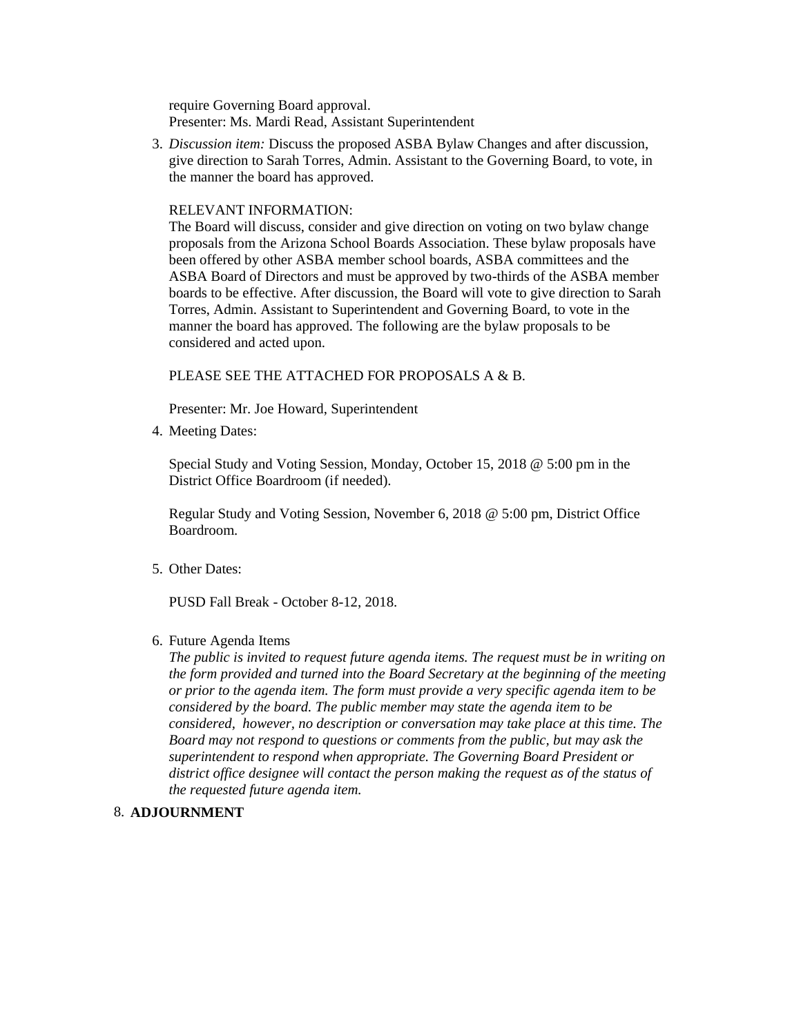require Governing Board approval.
Presenter: Ms. Mardi Read, Assistant Superintendent

3. *Discussion item:* Discuss the proposed ASBA Bylaw Changes and after discussion, give direction to Sarah Torres, Admin. Assistant to the Governing Board, to vote, in the manner the board has approved.

   RELEVANT INFORMATION:
   The Board will discuss, consider and give direction on voting on two bylaw change proposals from the Arizona School Boards Association. These bylaw proposals have been offered by other ASBA member school boards, ASBA committees and the ASBA Board of Directors and must be approved by two-thirds of the ASBA member boards to be effective. After discussion, the Board will vote to give direction to Sarah Torres, Admin. Assistant to Superintendent and Governing Board, to vote in the manner the board has approved. The following are the bylaw proposals to be considered and acted upon.

   PLEASE SEE THE ATTACHED FOR PROPOSALS A & B.

   Presenter: Mr. Joe Howard, Superintendent

4. Meeting Dates:

   Special Study and Voting Session, Monday, October 15, 2018 @ 5:00 pm in the District Office Boardroom (if needed).

   Regular Study and Voting Session, November 6, 2018 @ 5:00 pm, District Office Boardroom.

5. Other Dates:

   PUSD Fall Break - October 8-12, 2018.

6. Future Agenda Items
   *The public is invited to request future agenda items. The request must be in writing on the form provided and turned into the Board Secretary at the beginning of the meeting or prior to the agenda item. The form must provide a very specific agenda item to be considered by the board. The public member may state the agenda item to be considered, however, no description or conversation may take place at this time. The Board may not respond to questions or comments from the public, but may ask the superintendent to respond when appropriate. The Governing Board President or district office designee will contact the person making the request as of the status of the requested future agenda item.*

8. **ADJOURNMENT**